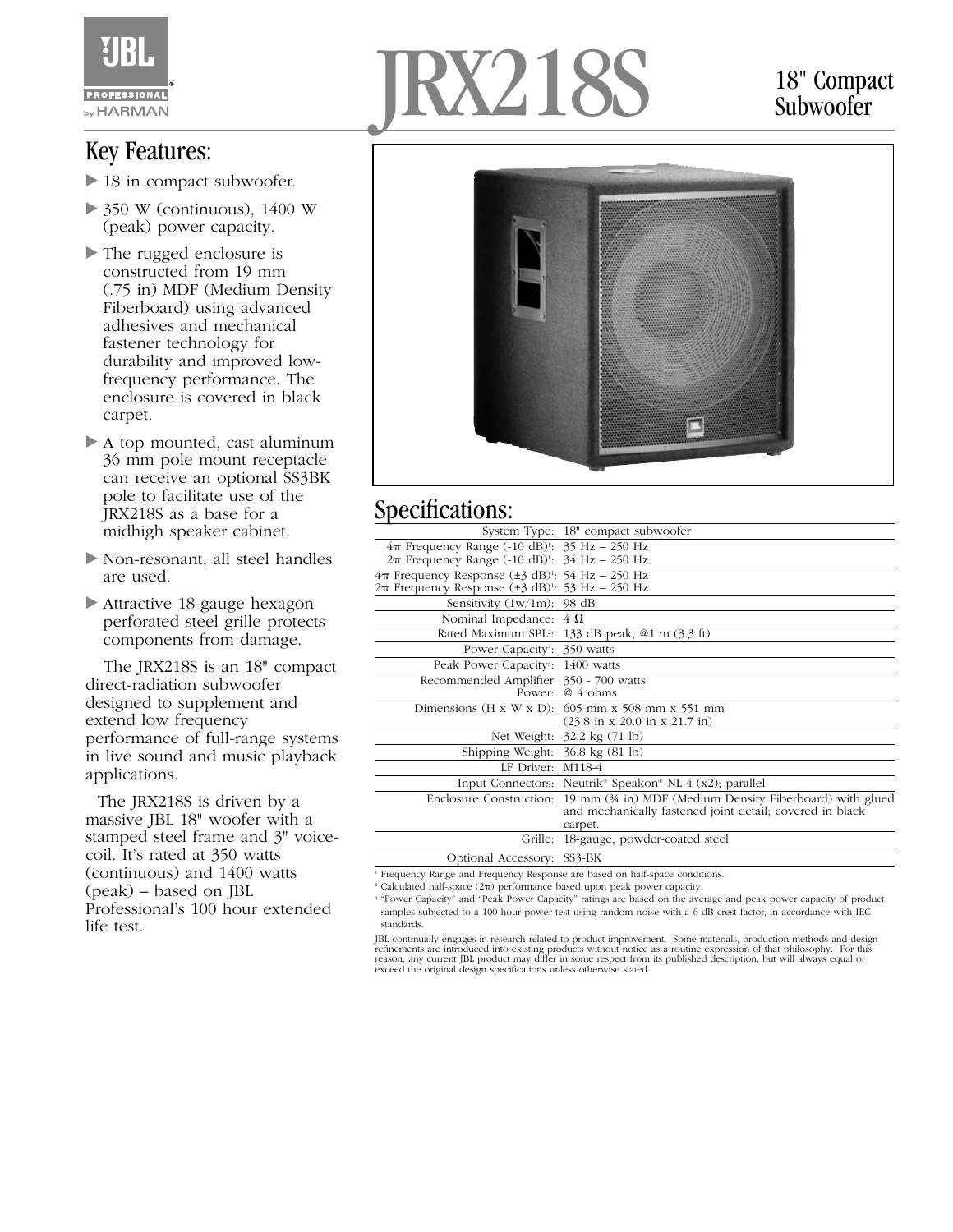# JRX218S

## 18" Compact Subwoofer

## Key Features:

- 18 in compact subwoofer.
- 350 W (continuous), 1400 W (peak) power capacity.
- The rugged enclosure is constructed from 19 mm (.75 in) MDF (Medium Density Fiberboard) using advanced adhesives and mechanical fastener technology for durability and improved low-frequency performance. The enclosure is covered in black carpet.
- A top mounted, cast aluminum 36 mm pole mount receptacle can receive an optional SS3BK pole to facilitate use of the JRX218S as a base for a midhigh speaker cabinet.
- Non-resonant, all steel handles are used.
- Attractive 18-gauge hexagon perforated steel grille protects components from damage.

The JRX218S is an 18" compact direct-radiation subwoofer designed to supplement and extend low frequency performance of full-range systems in live sound and music playback applications.

The JRX218S is driven by a massive JBL 18" woofer with a stamped steel frame and 3" voice-coil. It's rated at 350 watts (continuous) and 1400 watts (peak) – based on JBL Professional's 100 hour extended life test.

## Specifications:

| | |
|---|---|
| System Type: | 18" compact subwoofer |
| $4\pi$ Frequency Range (-10 dB)[1]: <br> $2\pi$ Frequency Range (-10 dB)[1]: | 35 Hz – 250 Hz <br> 34 Hz – 250 Hz |
| $4\pi$ Frequency Response (±3 dB)[1]: <br> $2\pi$ Frequency Response (±3 dB)[1]: | 54 Hz – 250 Hz <br> 53 Hz – 250 Hz |
| Sensitivity (1w/1m): | 98 dB |
| Nominal Impedance: | 4 Ω |
| Rated Maximum SPL[2]: | 133 dB peak, @1 m (3.3 ft) |
| Power Capacity[3]: | 350 watts |
| Peak Power Capacity[3]: | 1400 watts |
| Recommended Amplifier Power: | 350 - 700 watts @ 4 ohms |
| Dimensions (H x W x D): | 605 mm x 508 mm x 551 mm (23.8 in x 20.0 in x 21.7 in) |
| Net Weight: | 32.2 kg (71 lb) |
| Shipping Weight: | 36.8 kg (81 lb) |
| LF Driver: | M118-4 |
| Input Connectors: | Neutrik® Speakon® NL-4 (x2); parallel |
| Enclosure Construction: | 19 mm (¾ in) MDF (Medium Density Fiberboard) with glued and mechanically fastened joint detail; covered in black carpet. |
| Grille: | 18-gauge, powder-coated steel |
| Optional Accessory: | SS3-BK |

[1] Frequency Range and Frequency Response are based on half-space conditions.
[2] Calculated half-space ($2\pi$) performance based upon peak power capacity.
[3] "Power Capacity" and "Peak Power Capacity" ratings are based on the average and peak power capacity of product samples subjected to a 100 hour power test using random noise with a 6 dB crest factor, in accordance with IEC standards.

JBL continually engages in research related to product improvement. Some materials, production methods and design refinements are introduced into existing products without notice as a routine expression of that philosophy. For this reason, any current JBL product may differ in some respect from its published description, but will always equal or exceed the original design specifications unless otherwise stated.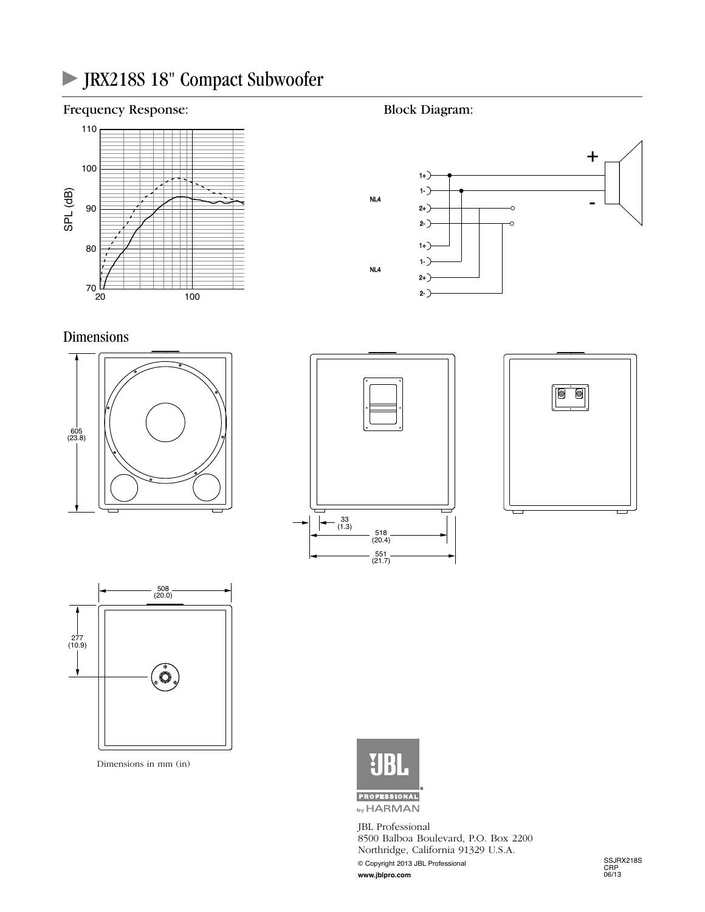# JRX218S 18" Compact Subwoofer

## Frequency Response:

110

100

90

80

70

SPL (dB)

20

100

## Block Diagram:

NL4

1+

1-

2+

2-

NL4

1+

1-

2+

2-

+

-

## Dimensions

605
(23.8)

33
(1.3)

518
(20.4)

551
(21.7)

508
(20.0)

277
(10.9)

Dimensions in mm (in)

JBL Professional
8500 Balboa Boulevard, P.O. Box 2200
Northridge, California 91329 U.S.A.

© Copyright 2013 JBL Professional

**www.jblpro.com**

SSJRX218S
CRP
06/13